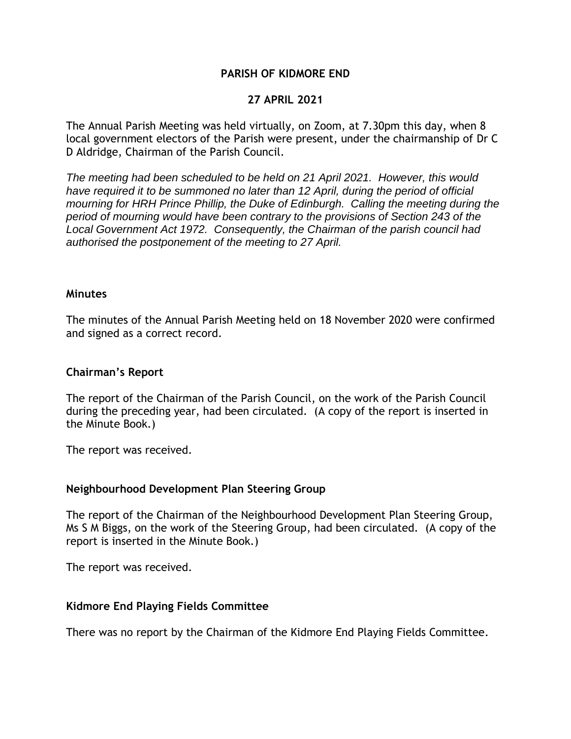# PARISH OF KIDMORE END

## 27 APRIL 2021

The Annual Parish Meeting was held virtually, on Zoom, at 7.30pm this day, when 8 local government electors of the Parish were present, under the chairmanship of Dr C D Aldridge, Chairman of the Parish Council.

*The meeting had been scheduled to be held on 21 April 2021. However, this would have required it to be summoned no later than 12 April, during the period of official mourning for HRH Prince Phillip, the Duke of Edinburgh. Calling the meeting during the period of mourning would have been contrary to the provisions of Section 243 of the Local Government Act 1972. Consequently, the Chairman of the parish council had authorised the postponement of the meeting to 27 April.*

### Minutes

The minutes of the Annual Parish Meeting held on 18 November 2020 were confirmed and signed as a correct record.

### Chairman's Report

The report of the Chairman of the Parish Council, on the work of the Parish Council during the preceding year, had been circulated. (A copy of the report is inserted in the Minute Book.)

The report was received.

### Neighbourhood Development Plan Steering Group

The report of the Chairman of the Neighbourhood Development Plan Steering Group, Ms S M Biggs, on the work of the Steering Group, had been circulated. (A copy of the report is inserted in the Minute Book.)

The report was received.

### Kidmore End Playing Fields Committee

There was no report by the Chairman of the Kidmore End Playing Fields Committee.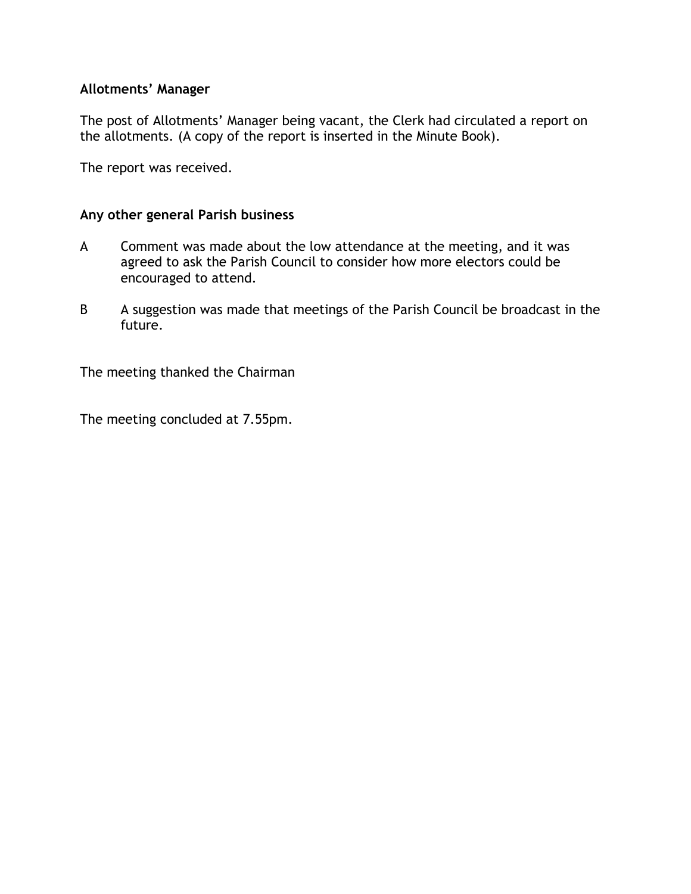**Allotments' Manager**

The post of Allotments' Manager being vacant, the Clerk had circulated a report on the allotments. (A copy of the report is inserted in the Minute Book).

The report was received.

**Any other general Parish business**

A Comment was made about the low attendance at the meeting, and it was agreed to ask the Parish Council to consider how more electors could be encouraged to attend.

B A suggestion was made that meetings of the Parish Council be broadcast in the future.

The meeting thanked the Chairman

The meeting concluded at 7.55pm.